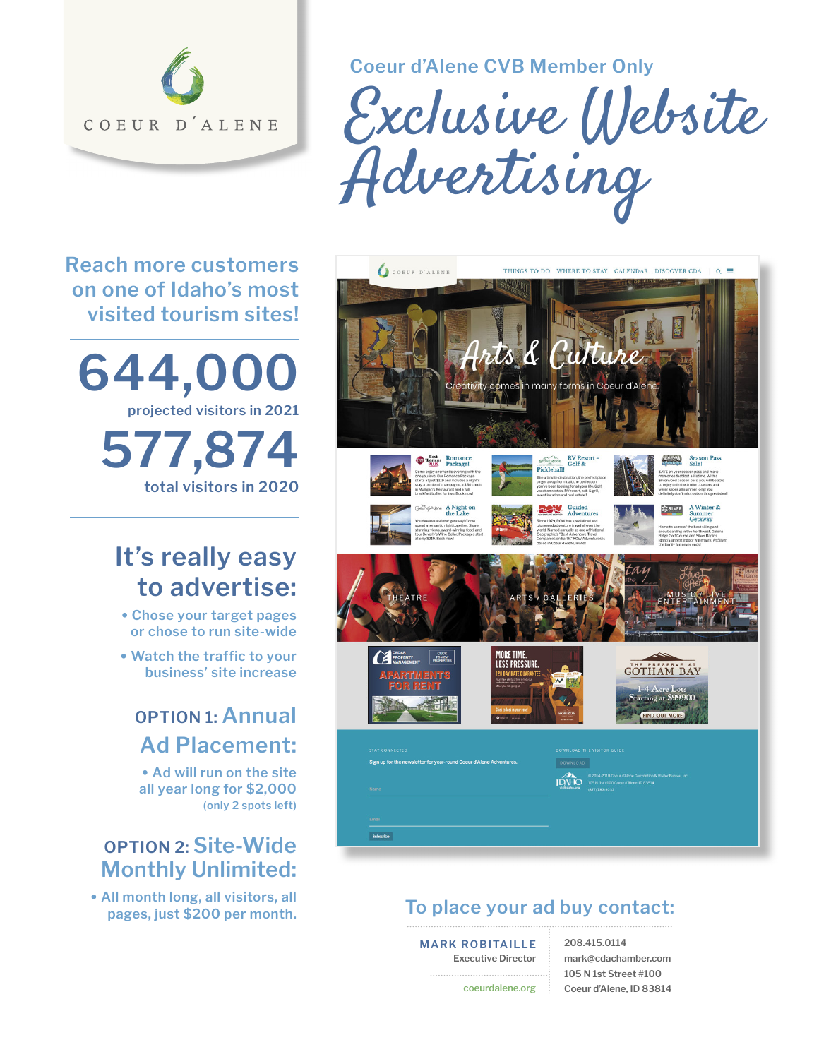COEUR D'ALENE

Coeur d'Alene CVB Member Only

# Exclusive Website Advertising

## Reach more customers on one of Idaho's most visited tourism sites!

**644,000**
projected visitors in 2021

**577,874**
total visitors in 2020

## It's really easy to advertise:

- Chose your target pages or chose to run site-wide
- Watch the traffic to your business' site increase

### OPTION 1: Annual Ad Placement:

- Ad will run on the site all year long for $2,000 (only 2 spots left)

### OPTION 2: Site-Wide Monthly Unlimited:

- All month long, all visitors, all pages, just $200 per month.

## To place your ad buy contact:

**MARK ROBITAILLE**
Executive Director

coeurdalene.org

208.415.0114
mark@cdachamber.com
105 N 1st Street #100
Coeur d'Alene, ID 83814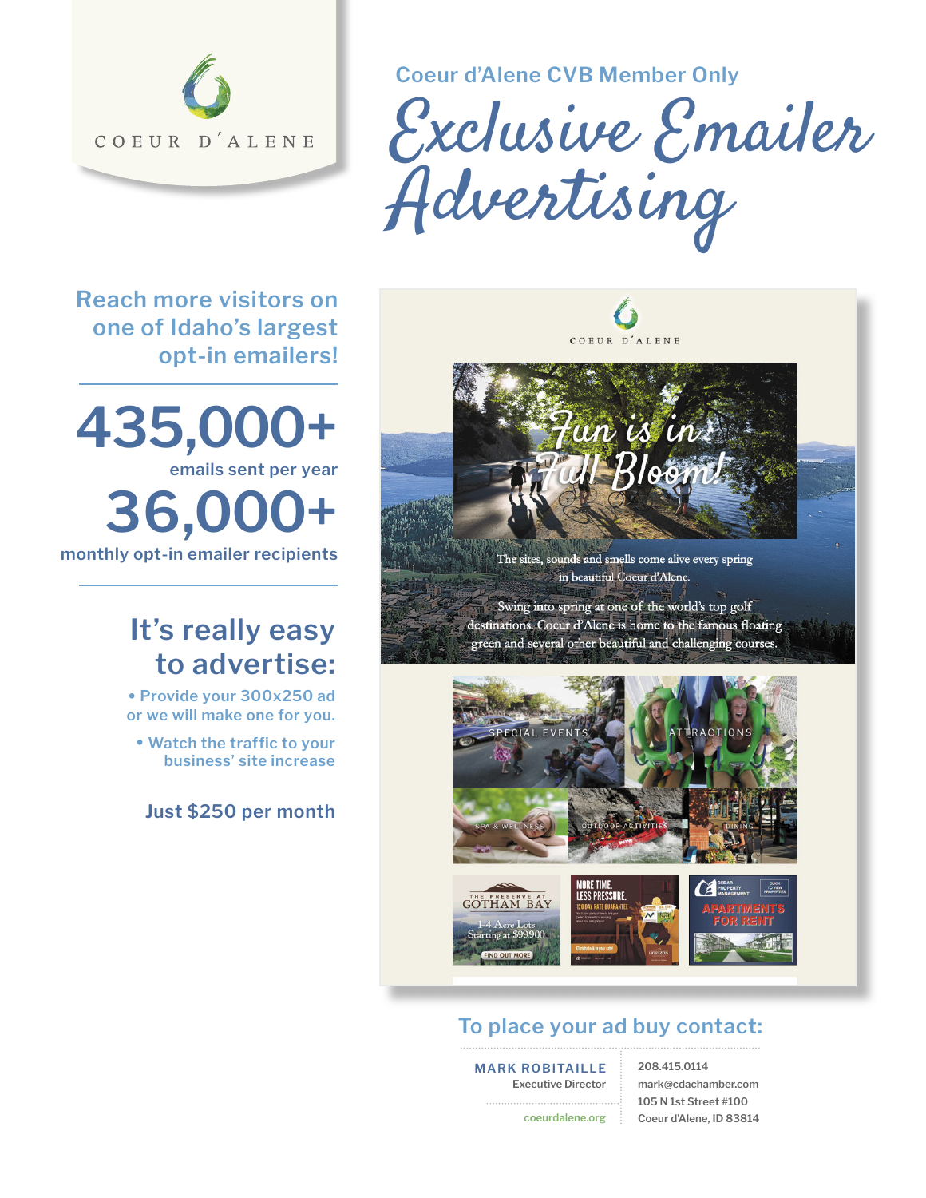COEUR D'ALENE

Coeur d'Alene CVB Member Only

# Exclusive Emailer Advertising

## Reach more visitors on one of Idaho's largest opt-in emailers!

**435,000+**
emails sent per year

**36,000+**
monthly opt-in emailer recipients

## It's really easy to advertise:

- Provide your 300x250 ad or we will make one for you.
- Watch the traffic to your business' site increase

**Just $250 per month**

COEUR D'ALENE

Fun is in Full Bloom!

The sites, sounds and smells come alive every spring in beautiful Coeur d'Alene.

Swing into spring at one of the world's top golf destinations. Coeur d'Alene is home to the famous floating green and several other beautiful and challenging courses.

SPECIAL EVENTS

ATTRACTIONS

SPA & WELLNESS

OUTDOOR ACTIVITIES

DINING

## To place your ad buy contact:

**MARK ROBITAILLE**
Executive Director

coeurdalene.org

208.415.0114
mark@cdachamber.com
105 N 1st Street #100
Coeur d'Alene, ID 83814